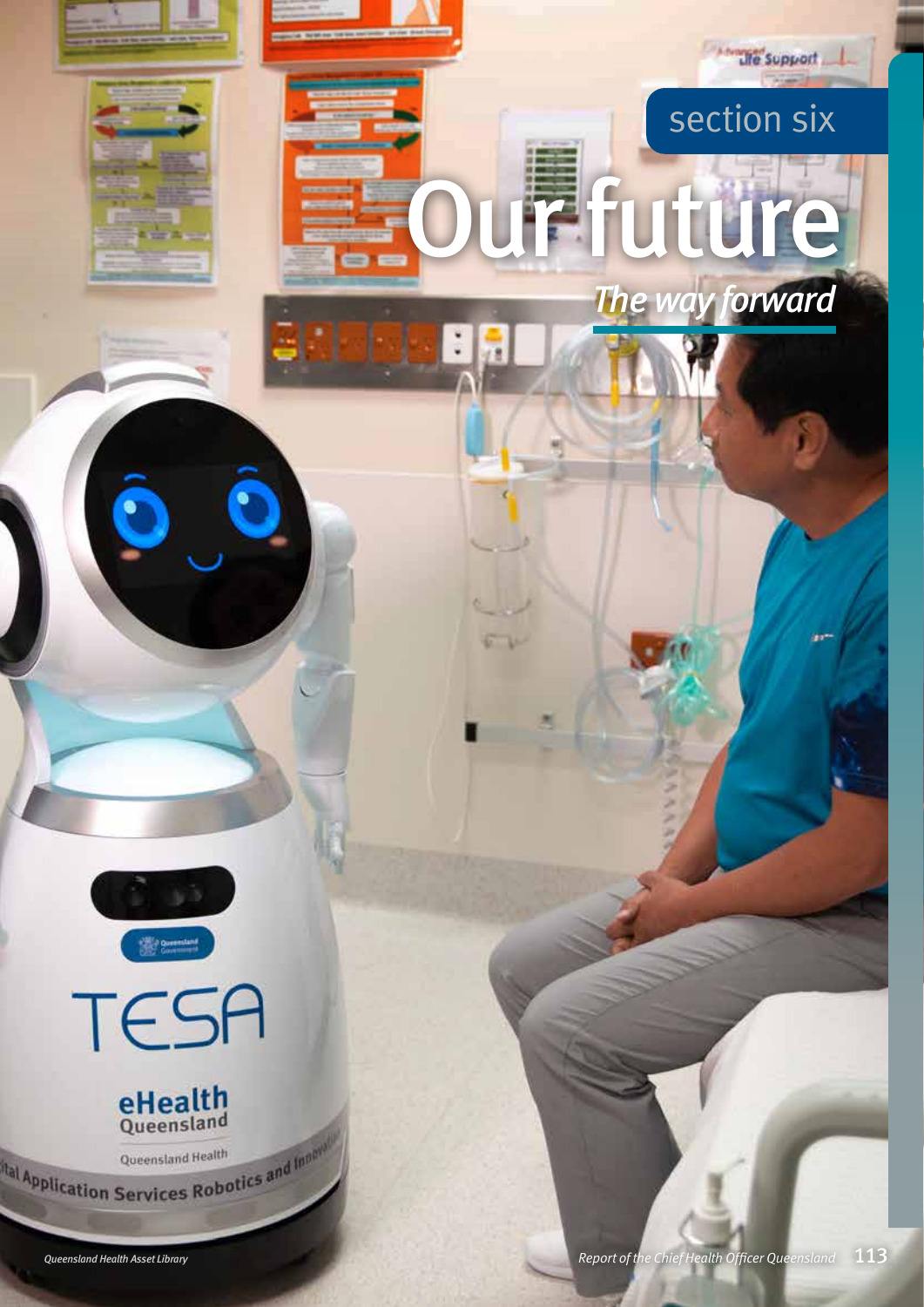section six

# Our future

*The way forward*

*Queensland Health Asset Library*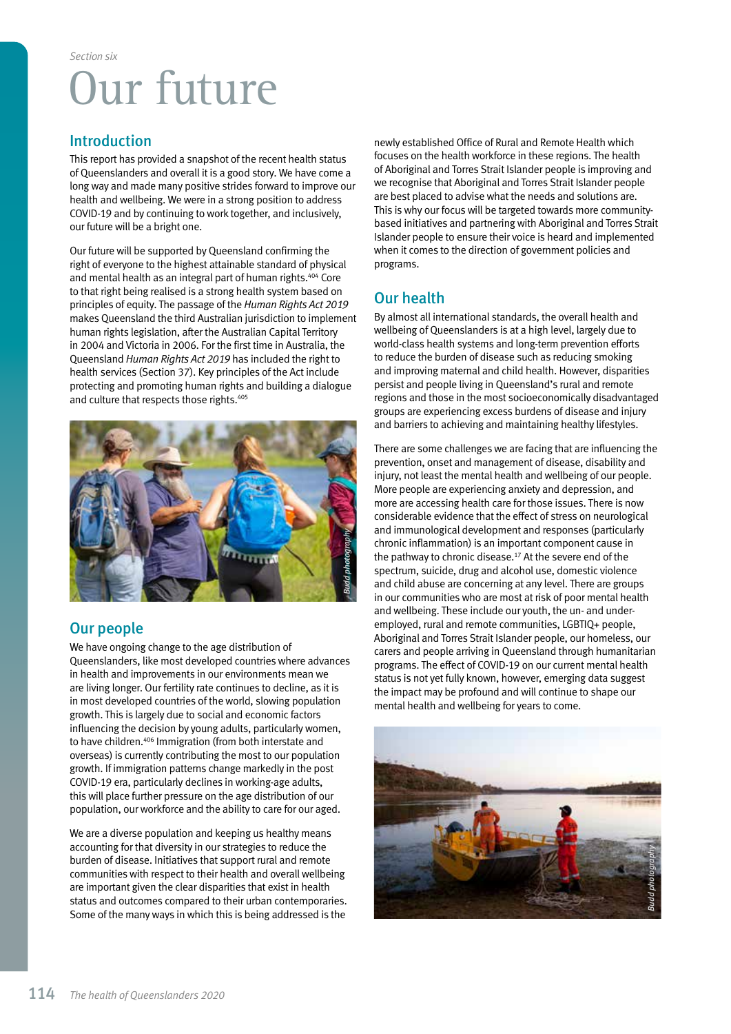Section six

# Our future

## Introduction

This report has provided a snapshot of the recent health status of Queenslanders and overall it is a good story. We have come a long way and made many positive strides forward to improve our health and wellbeing. We were in a strong position to address COVID-19 and by continuing to work together, and inclusively, our future will be a bright one.

Our future will be supported by Queensland confirming the right of everyone to the highest attainable standard of physical and mental health as an integral part of human rights.[404] Core to that right being realised is a strong health system based on principles of equity. The passage of the *Human Rights Act 2019* makes Queensland the third Australian jurisdiction to implement human rights legislation, after the Australian Capital Territory in 2004 and Victoria in 2006. For the first time in Australia, the Queensland *Human Rights Act 2019* has included the right to health services (Section 37). Key principles of the Act include protecting and promoting human rights and building a dialogue and culture that respects those rights.[405]

*Budd photography*

## Our people

We have ongoing change to the age distribution of Queenslanders, like most developed countries where advances in health and improvements in our environments mean we are living longer. Our fertility rate continues to decline, as it is in most developed countries of the world, slowing population growth. This is largely due to social and economic factors influencing the decision by young adults, particularly women, to have children.[406] Immigration (from both interstate and overseas) is currently contributing the most to our population growth. If immigration patterns change markedly in the post COVID-19 era, particularly declines in working-age adults, this will place further pressure on the age distribution of our population, our workforce and the ability to care for our aged.

We are a diverse population and keeping us healthy means accounting for that diversity in our strategies to reduce the burden of disease. Initiatives that support rural and remote communities with respect to their health and overall wellbeing are important given the clear disparities that exist in health status and outcomes compared to their urban contemporaries. Some of the many ways in which this is being addressed is the newly established Office of Rural and Remote Health which focuses on the health workforce in these regions. The health of Aboriginal and Torres Strait Islander people is improving and we recognise that Aboriginal and Torres Strait Islander people are best placed to advise what the needs and solutions are. This is why our focus will be targeted towards more community-based initiatives and partnering with Aboriginal and Torres Strait Islander people to ensure their voice is heard and implemented when it comes to the direction of government policies and programs.

## Our health

By almost all international standards, the overall health and wellbeing of Queenslanders is at a high level, largely due to world-class health systems and long-term prevention efforts to reduce the burden of disease such as reducing smoking and improving maternal and child health. However, disparities persist and people living in Queensland's rural and remote regions and those in the most socioeconomically disadvantaged groups are experiencing excess burdens of disease and injury and barriers to achieving and maintaining healthy lifestyles.

There are some challenges we are facing that are influencing the prevention, onset and management of disease, disability and injury, not least the mental health and wellbeing of our people. More people are experiencing anxiety and depression, and more are accessing health care for those issues. There is now considerable evidence that the effect of stress on neurological and immunological development and responses (particularly chronic inflammation) is an important component cause in the pathway to chronic disease.[17] At the severe end of the spectrum, suicide, drug and alcohol use, domestic violence and child abuse are concerning at any level. There are groups in our communities who are most at risk of poor mental health and wellbeing. These include our youth, the un- and under-employed, rural and remote communities, LGBTIQ+ people, Aboriginal and Torres Strait Islander people, our homeless, our carers and people arriving in Queensland through humanitarian programs. The effect of COVID-19 on our current mental health status is not yet fully known, however, emerging data suggest the impact may be profound and will continue to shape our mental health and wellbeing for years to come.

*Budd photography*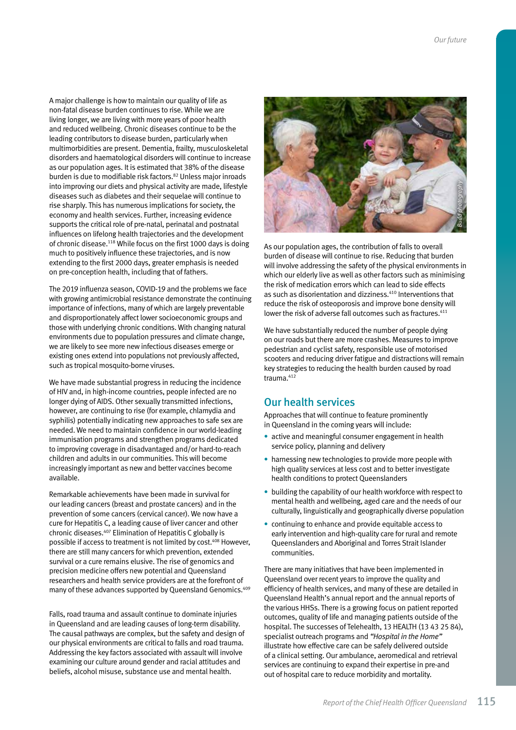A major challenge is how to maintain our quality of life as non-fatal disease burden continues to rise. While we are living longer, we are living with more years of poor health and reduced wellbeing. Chronic diseases continue to be the leading contributors to disease burden, particularly when multimorbidities are present. Dementia, frailty, musculoskeletal disorders and haematological disorders will continue to increase as our population ages. It is estimated that 38% of the disease burden is due to modifiable risk factors.[82] Unless major inroads into improving our diets and physical activity are made, lifestyle diseases such as diabetes and their sequelae will continue to rise sharply. This has numerous implications for society, the economy and health services. Further, increasing evidence supports the critical role of pre-natal, perinatal and postnatal influences on lifelong health trajectories and the development of chronic disease.[118] While focus on the first 1000 days is doing much to positively influence these trajectories, and is now extending to the first 2000 days, greater emphasis is needed on pre-conception health, including that of fathers.

The 2019 influenza season, COVID-19 and the problems we face with growing antimicrobial resistance demonstrate the continuing importance of infections, many of which are largely preventable and disproportionately affect lower socioeconomic groups and those with underlying chronic conditions. With changing natural environments due to population pressures and climate change, we are likely to see more new infectious diseases emerge or existing ones extend into populations not previously affected, such as tropical mosquito-borne viruses.

We have made substantial progress in reducing the incidence of HIV and, in high-income countries, people infected are no longer dying of AIDS. Other sexually transmitted infections, however, are continuing to rise (for example, chlamydia and syphilis) potentially indicating new approaches to safe sex are needed. We need to maintain confidence in our world-leading immunisation programs and strengthen programs dedicated to improving coverage in disadvantaged and/or hard-to-reach children and adults in our communities. This will become increasingly important as new and better vaccines become available.

Remarkable achievements have been made in survival for our leading cancers (breast and prostate cancers) and in the prevention of some cancers (cervical cancer). We now have a cure for Hepatitis C, a leading cause of liver cancer and other chronic diseases.[407] Elimination of Hepatitis C globally is possible if access to treatment is not limited by cost.[408] However, there are still many cancers for which prevention, extended survival or a cure remains elusive. The rise of genomics and precision medicine offers new potential and Queensland researchers and health service providers are at the forefront of many of these advances supported by Queensland Genomics.[409]

Falls, road trauma and assault continue to dominate injuries in Queensland and are leading causes of long-term disability. The causal pathways are complex, but the safety and design of our physical environments are critical to falls and road trauma. Addressing the key factors associated with assault will involve examining our culture around gender and racial attitudes and beliefs, alcohol misuse, substance use and mental health.

*Budd photography*

As our population ages, the contribution of falls to overall burden of disease will continue to rise. Reducing that burden will involve addressing the safety of the physical environments in which our elderly live as well as other factors such as minimising the risk of medication errors which can lead to side effects as such as disorientation and dizziness.[410] Interventions that reduce the risk of osteoporosis and improve bone density will lower the risk of adverse fall outcomes such as fractures.[411]

We have substantially reduced the number of people dying on our roads but there are more crashes. Measures to improve pedestrian and cyclist safety, responsible use of motorised scooters and reducing driver fatigue and distractions will remain key strategies to reducing the health burden caused by road trauma.[412]

## Our health services

Approaches that will continue to feature prominently in Queensland in the coming years will include:

- active and meaningful consumer engagement in health service policy, planning and delivery
- harnessing new technologies to provide more people with high quality services at less cost and to better investigate health conditions to protect Queenslanders
- building the capability of our health workforce with respect to mental health and wellbeing, aged care and the needs of our culturally, linguistically and geographically diverse population
- continuing to enhance and provide equitable access to early intervention and high-quality care for rural and remote Queenslanders and Aboriginal and Torres Strait Islander communities.

There are many initiatives that have been implemented in Queensland over recent years to improve the quality and efficiency of health services, and many of these are detailed in Queensland Health's annual report and the annual reports of the various HHSs. There is a growing focus on patient reported outcomes, quality of life and managing patients outside of the hospital. The successes of Telehealth, 13 HEALTH (13 43 25 84), specialist outreach programs and *"Hospital in the Home"* illustrate how effective care can be safely delivered outside of a clinical setting. Our ambulance, aeromedical and retrieval services are continuing to expand their expertise in pre-and out of hospital care to reduce morbidity and mortality.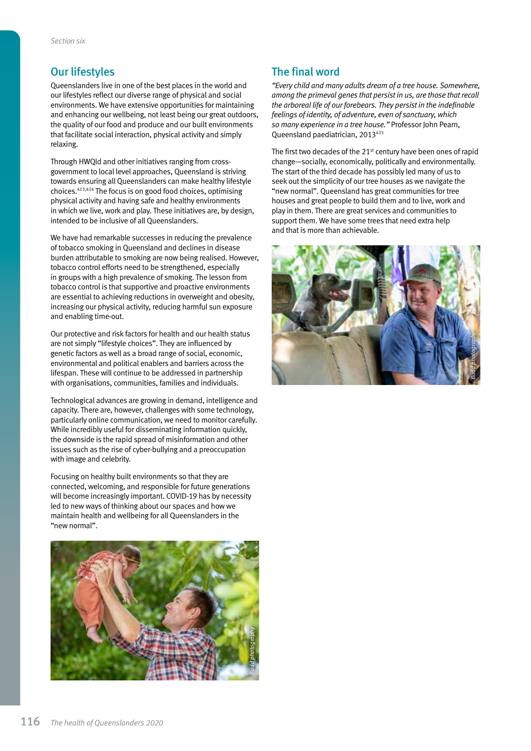## Our lifestyles

Queenslanders live in one of the best places in the world and our lifestyles reflect our diverse range of physical and social environments. We have extensive opportunities for maintaining and enhancing our wellbeing, not least being our great outdoors, the quality of our food and produce and our built environments that facilitate social interaction, physical activity and simply relaxing.

Through HWQld and other initiatives ranging from cross-government to local level approaches, Queensland is striving towards ensuring all Queenslanders can make healthy lifestyle choices.[413,414] The focus is on good food choices, optimising physical activity and having safe and healthy environments in which we live, work and play. These initiatives are, by design, intended to be inclusive of all Queenslanders.

We have had remarkable successes in reducing the prevalence of tobacco smoking in Queensland and declines in disease burden attributable to smoking are now being realised. However, tobacco control efforts need to be strengthened, especially in groups with a high prevalence of smoking. The lesson from tobacco control is that supportive and proactive environments are essential to achieving reductions in overweight and obesity, increasing our physical activity, reducing harmful sun exposure and enabling time-out.

Our protective and risk factors for health and our health status are not simply "lifestyle choices". They are influenced by genetic factors as well as a broad range of social, economic, environmental and political enablers and barriers across the lifespan. These will continue to be addressed in partnership with organisations, communities, families and individuals.

Technological advances are growing in demand, intelligence and capacity. There are, however, challenges with some technology, particularly online communication, we need to monitor carefully. While incredibly useful for disseminating information quickly, the downside is the rapid spread of misinformation and other issues such as the rise of cyber-bullying and a preoccupation with image and celebrity.

Focusing on healthy built environments so that they are connected, welcoming, and responsible for future generations will become increasingly important. COVID-19 has by necessity led to new ways of thinking about our spaces and how we maintain health and wellbeing for all Queenslanders in the "new normal".

*Budd photography*

## The final word

*"Every child and many adults dream of a tree house. Somewhere, among the primeval genes that persist in us, are those that recall the arboreal life of our forebears. They persist in the indefinable feelings of identity, of adventure, even of sanctuary, which so many experience in a tree house."* Professor John Pearn, Queensland paediatrician, 2013[415]

The first two decades of the 21st century have been ones of rapid change—socially, economically, politically and environmentally. The start of the third decade has possibly led many of us to seek out the simplicity of our tree houses as we navigate the "new normal". Queensland has great communities for tree houses and great people to build them and to live, work and play in them. There are great services and communities to support them. We have some trees that need extra help and that is more than achievable.

*Budd photography*